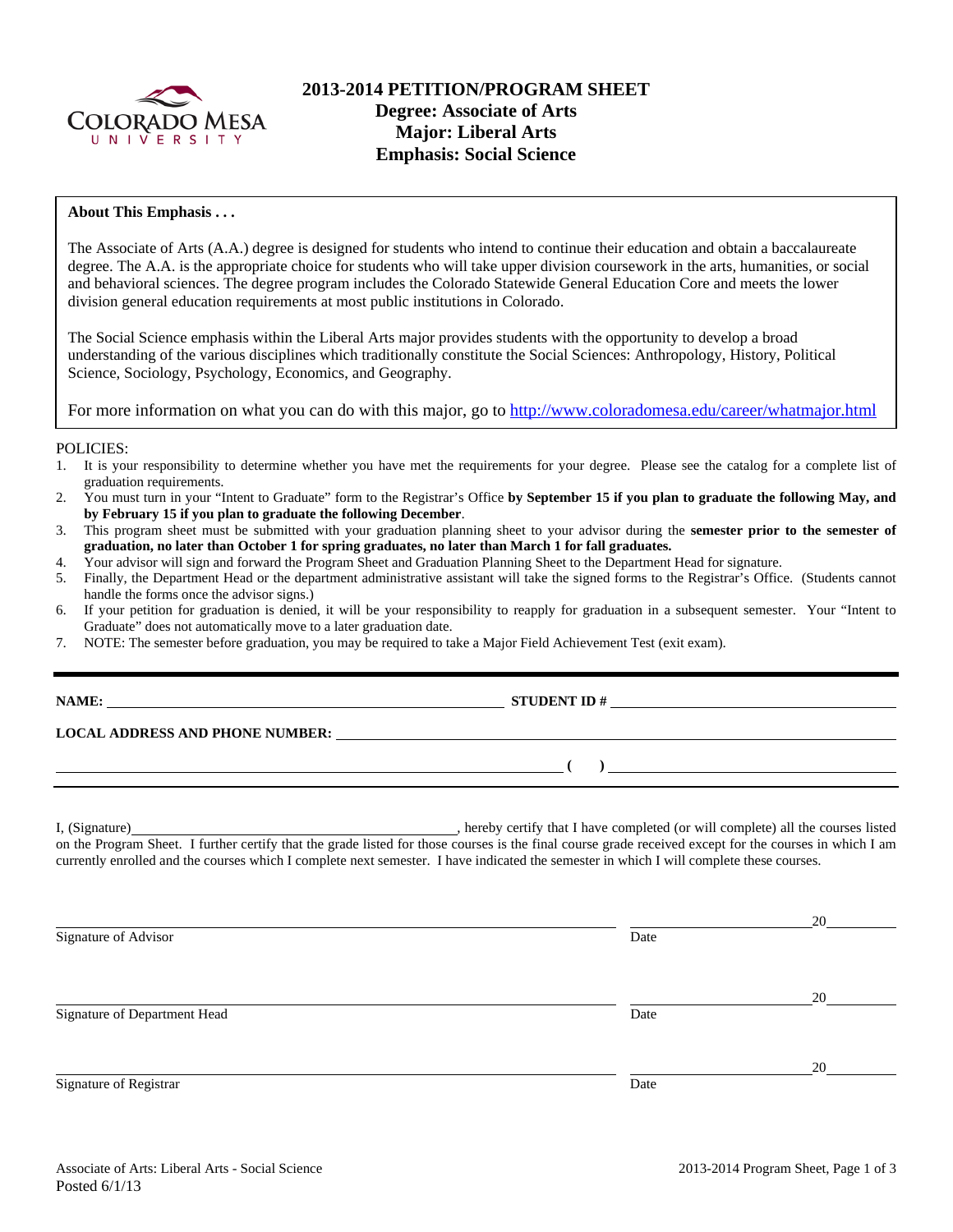# 2013-2014 PETITION/PROGRAM SHEET
## Degree: Associate of Arts
## Major: Liberal Arts
## Emphasis: Social Science

**About This Emphasis . . .**

The Associate of Arts (A.A.) degree is designed for students who intend to continue their education and obtain a baccalaureate degree. The A.A. is the appropriate choice for students who will take upper division coursework in the arts, humanities, or social and behavioral sciences. The degree program includes the Colorado Statewide General Education Core and meets the lower division general education requirements at most public institutions in Colorado.

The Social Science emphasis within the Liberal Arts major provides students with the opportunity to develop a broad understanding of the various disciplines which traditionally constitute the Social Sciences: Anthropology, History, Political Science, Sociology, Psychology, Economics, and Geography.

For more information on what you can do with this major, go to http://www.coloradomesa.edu/career/whatmajor.html

POLICIES:

1. It is your responsibility to determine whether you have met the requirements for your degree. Please see the catalog for a complete list of graduation requirements.
2. You must turn in your "Intent to Graduate" form to the Registrar's Office **by September 15 if you plan to graduate the following May, and by February 15 if you plan to graduate the following December**.
3. This program sheet must be submitted with your graduation planning sheet to your advisor during the **semester prior to the semester of graduation, no later than October 1 for spring graduates, no later than March 1 for fall graduates.**
4. Your advisor will sign and forward the Program Sheet and Graduation Planning Sheet to the Department Head for signature.
5. Finally, the Department Head or the department administrative assistant will take the signed forms to the Registrar's Office. (Students cannot handle the forms once the advisor signs.)
6. If your petition for graduation is denied, it will be your responsibility to reapply for graduation in a subsequent semester. Your "Intent to Graduate" does not automatically move to a later graduation date.
7. NOTE: The semester before graduation, you may be required to take a Major Field Achievement Test (exit exam).

**NAME:** ______________________________ **STUDENT ID #** ______________________________

**LOCAL ADDRESS AND PHONE NUMBER:** ______________________________

______________________________ **( )** ______________________________

I, (Signature)______________________________, hereby certify that I have completed (or will complete) all the courses listed on the Program Sheet. I further certify that the grade listed for those courses is the final course grade received except for the courses in which I am currently enrolled and the courses which I complete next semester. I have indicated the semester in which I will complete these courses.

______________________________ ______________ 20________
Signature of Advisor Date

______________________________ ______________ 20________
Signature of Department Head Date

______________________________ ______________ 20________
Signature of Registrar Date

Associate of Arts: Liberal Arts - Social Science
Posted 6/1/13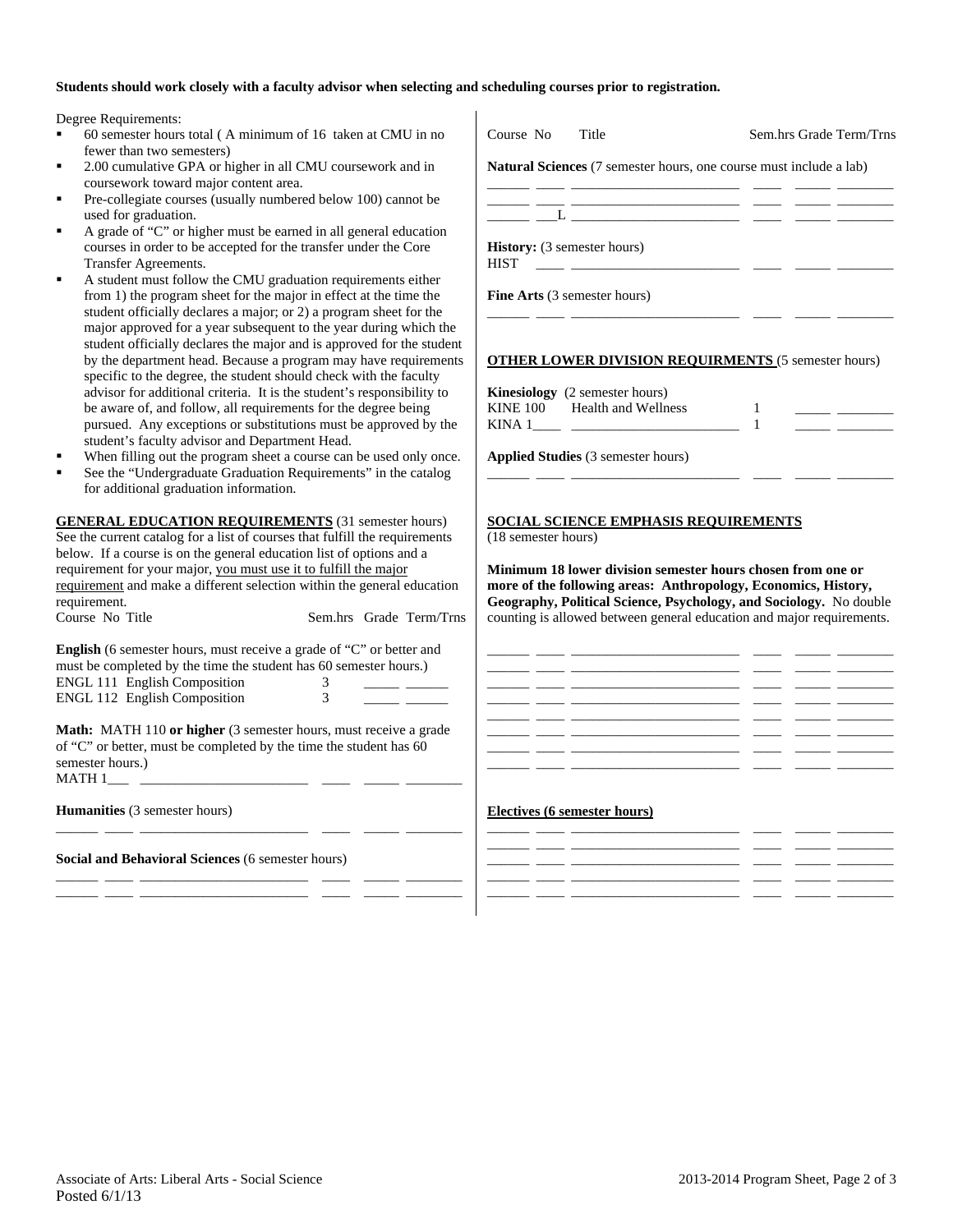**Students should work closely with a faculty advisor when selecting and scheduling courses prior to registration.**

Degree Requirements:

- 60 semester hours total ( A minimum of 16 taken at CMU in no fewer than two semesters)
- 2.00 cumulative GPA or higher in all CMU coursework and in coursework toward major content area.
- Pre-collegiate courses (usually numbered below 100) cannot be used for graduation.
- A grade of "C" or higher must be earned in all general education courses in order to be accepted for the transfer under the Core Transfer Agreements.
- A student must follow the CMU graduation requirements either from 1) the program sheet for the major in effect at the time the student officially declares a major; or 2) a program sheet for the major approved for a year subsequent to the year during which the student officially declares the major and is approved for the student by the department head. Because a program may have requirements specific to the degree, the student should check with the faculty advisor for additional criteria. It is the student's responsibility to be aware of, and follow, all requirements for the degree being pursued. Any exceptions or substitutions must be approved by the student's faculty advisor and Department Head.
- When filling out the program sheet a course can be used only once.
- See the "Undergraduate Graduation Requirements" in the catalog for additional graduation information.

**GENERAL EDUCATION REQUIREMENTS** (31 semester hours) See the current catalog for a list of courses that fulfill the requirements below. If a course is on the general education list of options and a requirement for your major, you must use it to fulfill the major requirement and make a different selection within the general education requirement.

| Course No | Title | Sem.hrs | Grade | Term/Trns |
|---|---|---|---|---|

**English** (6 semester hours, must receive a grade of "C" or better and must be completed by the time the student has 60 semester hours.)

| Course No | Title | Sem.hrs | Grade | Term/Trns |
|---|---|---|---|---|
| ENGL 111 | English Composition | 3 | _____ | ______ |
| ENGL 112 | English Composition | 3 | _____ | ______ |

**Math:** MATH 110 **or higher** (3 semester hours, must receive a grade of "C" or better, must be completed by the time the student has 60 semester hours.)

MATH 1___ ________________________ ____ _____ ________

**Humanities** (3 semester hours)

______ ____ ________________________ ____ _____ ________

**Social and Behavioral Sciences** (6 semester hours)

______ ____ ________________________ ____ _____ ________
______ ____ ________________________ ____ _____ ________

| Course No | Title | Sem.hrs | Grade | Term/Trns |
|---|---|---|---|---|

**Natural Sciences** (7 semester hours, one course must include a lab)

______ ____ ________________________ ____ _____ ________
______ ___L ________________________ ____ _____ ________

**History:** (3 semester hours)

HIST ____ ________________________ ____ _____ ________

**Fine Arts** (3 semester hours)

______ ____ ________________________ ____ _____ ________

**OTHER LOWER DIVISION REQUIRMENTS** (5 semester hours)

**Kinesiology** (2 semester hours)

| Course No | Title | Sem.hrs | Grade | Term/Trns |
|---|---|---|---|---|
| KINE 100 | Health and Wellness | 1 | _____ | ________ |
| KINA 1____ | ________________________ | 1 | _____ | ________ |

**Applied Studies** (3 semester hours)

______ ____ ________________________ ____ _____ ________

**SOCIAL SCIENCE EMPHASIS REQUIREMENTS**
(18 semester hours)

**Minimum 18 lower division semester hours chosen from one or more of the following areas: Anthropology, Economics, History, Geography, Political Science, Psychology, and Sociology.** No double counting is allowed between general education and major requirements.

______ ____ ________________________ ____ _____ ________
______ ____ ________________________ ____ _____ ________
______ ____ ________________________ ____ _____ ________
______ ____ ________________________ ____ _____ ________
______ ____ ________________________ ____ _____ ________
______ ____ ________________________ ____ _____ ________
______ ____ ________________________ ____ _____ ________
______ ____ ________________________ ____ _____ ________

**Electives (6 semester hours)**

______ ____ ________________________ ____ _____ ________
______ ____ ________________________ ____ _____ ________
______ ____ ________________________ ____ _____ ________
______ ____ ________________________ ____ _____ ________

Associate of Arts: Liberal Arts - Social Science
Posted 6/1/13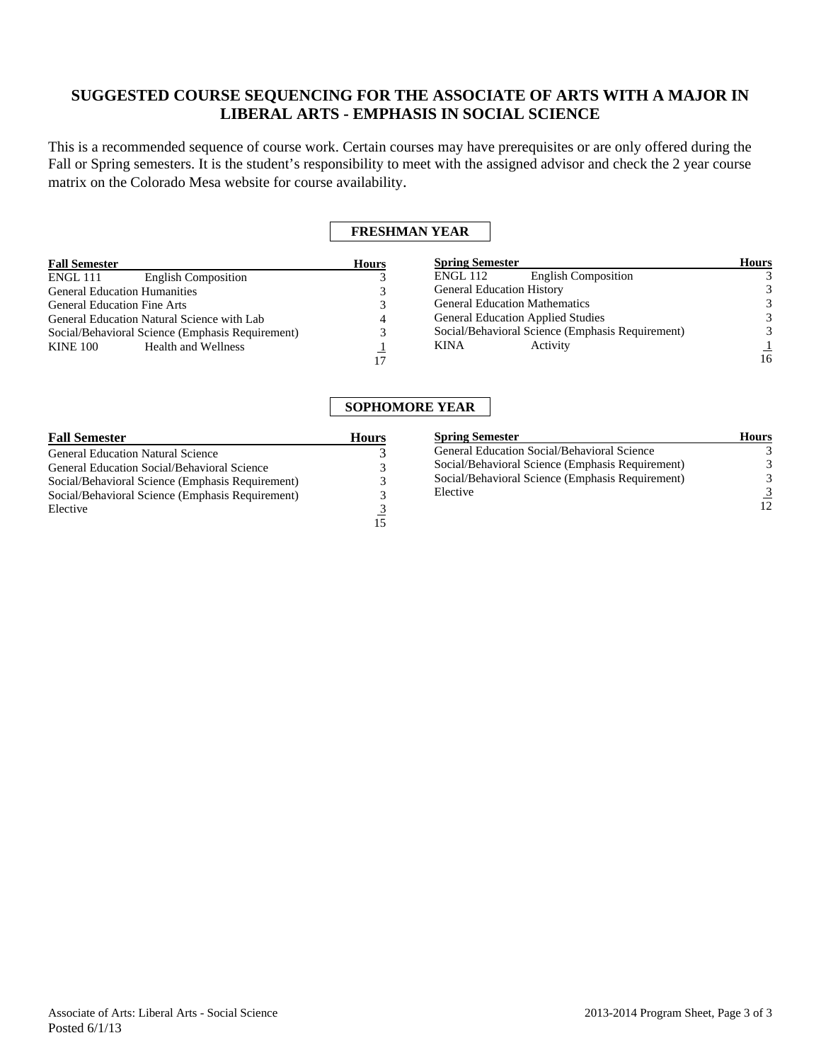## SUGGESTED COURSE SEQUENCING FOR THE ASSOCIATE OF ARTS WITH A MAJOR IN LIBERAL ARTS - EMPHASIS IN SOCIAL SCIENCE

This is a recommended sequence of course work. Certain courses may have prerequisites or are only offered during the Fall or Spring semesters. It is the student's responsibility to meet with the assigned advisor and check the 2 year course matrix on the Colorado Mesa website for course availability.

### FRESHMAN YEAR

| Fall Semester | | Hours |
|---|---|---|
| ENGL 111 | English Composition | 3 |
| General Education Humanities | | 3 |
| General Education Fine Arts | | 3 |
| General Education Natural Science with Lab | | 4 |
| Social/Behavioral Science (Emphasis Requirement) | | 3 |
| KINE 100 | Health and Wellness | 1 |
| | | 17 |

| Spring Semester | | Hours |
|---|---|---|
| ENGL 112 | English Composition | 3 |
| General Education History | | 3 |
| General Education Mathematics | | 3 |
| General Education Applied Studies | | 3 |
| Social/Behavioral Science (Emphasis Requirement) | | 3 |
| KINA | Activity | 1 |
| | | 16 |

### SOPHOMORE YEAR

| Fall Semester | Hours |
|---|---|
| General Education Natural Science | 3 |
| General Education Social/Behavioral Science | 3 |
| Social/Behavioral Science (Emphasis Requirement) | 3 |
| Social/Behavioral Science (Emphasis Requirement) | 3 |
| Elective | 3 |
| | 15 |

| Spring Semester | Hours |
|---|---|
| General Education Social/Behavioral Science | 3 |
| Social/Behavioral Science (Emphasis Requirement) | 3 |
| Social/Behavioral Science (Emphasis Requirement) | 3 |
| Elective | 3 |
| | 12 |